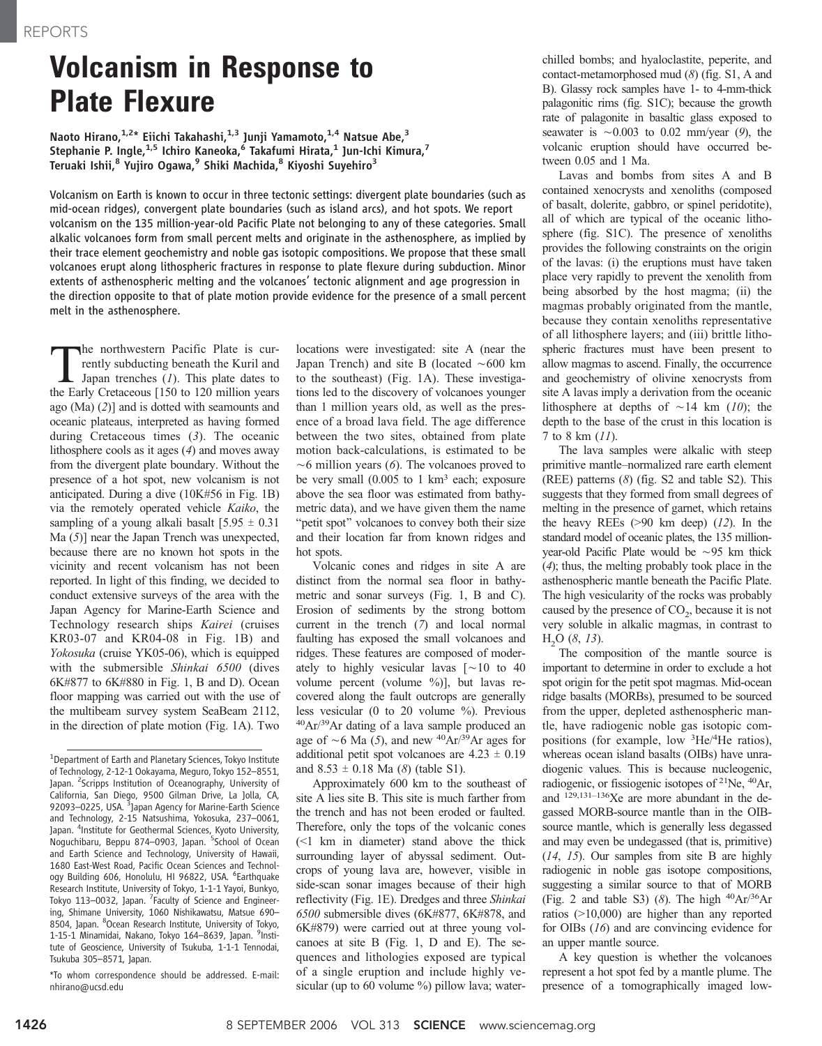# Volcanism in Response to Plate Flexure

**Naoto Hirano,[1,2]* Eiichi Takahashi,[1,3] Junji Yamamoto,[1,4] Natsue Abe,[3] Stephanie P. Ingle,[1,5] Ichiro Kaneoka,[6] Takafumi Hirata,[1] Jun-Ichi Kimura,[7] Teruaki Ishii,[8] Yujiro Ogawa,[9] Shiki Machida,[8] Kiyoshi Suyehiro[3]**

Volcanism on Earth is known to occur in three tectonic settings: divergent plate boundaries (such as mid-ocean ridges), convergent plate boundaries (such as island arcs), and hot spots. We report volcanism on the 135 million-year-old Pacific Plate not belonging to any of these categories. Small alkalic volcanoes form from small percent melts and originate in the asthenosphere, as implied by their trace element geochemistry and noble gas isotopic compositions. We propose that these small volcanoes erupt along lithospheric fractures in response to plate flexure during subduction. Minor extents of asthenospheric melting and the volcanoes' tectonic alignment and age progression in the direction opposite to that of plate motion provide evidence for the presence of a small percent melt in the asthenosphere.

The northwestern Pacific Plate is currently subducting beneath the Kuril and Japan trenches (*1*). This plate dates to the Early Cretaceous [150 to 120 million years ago (Ma) (*2*)] and is dotted with seamounts and oceanic plateaus, interpreted as having formed during Cretaceous times (*3*). The oceanic lithosphere cools as it ages (*4*) and moves away from the divergent plate boundary. Without the presence of a hot spot, new volcanism is not anticipated. During a dive (10K#56 in Fig. 1B) via the remotely operated vehicle *Kaiko*, the sampling of a young alkali basalt [5.95 ± 0.31 Ma (*5*)] near the Japan Trench was unexpected, because there are no known hot spots in the vicinity and recent volcanism has not been reported. In light of this finding, we decided to conduct extensive surveys of the area with the Japan Agency for Marine-Earth Science and Technology research ships *Kairei* (cruises KR03-07 and KR04-08 in Fig. 1B) and *Yokosuka* (cruise YK05-06), which is equipped with the submersible *Shinkai 6500* (dives 6K#877 to 6K#880 in Fig. 1, B and D). Ocean floor mapping was carried out with the use of the multibeam survey system SeaBeam 2112, in the direction of plate motion (Fig. 1A). Two locations were investigated: site A (near the Japan Trench) and site B (located ~600 km to the southeast) (Fig. 1A). These investigations led to the discovery of volcanoes younger than 1 million years old, as well as the presence of a broad lava field. The age difference between the two sites, obtained from plate motion back-calculations, is estimated to be ~6 million years (*6*). The volcanoes proved to be very small (0.005 to 1 $km^3$ each; exposure above the sea floor was estimated from bathymetric data), and we have given them the name "petit spot" volcanoes to convey both their size and their location far from known ridges and hot spots.

Volcanic cones and ridges in site A are distinct from the normal sea floor in bathymetric and sonar surveys (Fig. 1, B and C). Erosion of sediments by the strong bottom current in the trench (*7*) and local normal faulting has exposed the small volcanoes and ridges. These features are composed of moderately to highly vesicular lavas [~10 to 40 volume percent (volume %)], but lavas recovered along the fault outcrops are generally less vesicular (0 to 20 volume %). Previous $^{40}Ar/^{39}Ar$ dating of a lava sample produced an age of ~6 Ma (*5*), and new $^{40}Ar/^{39}Ar$ ages for additional petit spot volcanoes are 4.23 ± 0.19 and 8.53 ± 0.18 Ma (*8*) (table S1).

Approximately 600 km to the southeast of site A lies site B. This site is much farther from the trench and has not been eroded or faulted. Therefore, only the tops of the volcanic cones (<1 km in diameter) stand above the thick surrounding layer of abyssal sediment. Outcrops of young lava are, however, visible in side-scan sonar images because of their high reflectivity (Fig. 1E). Dredges and three *Shinkai 6500* submersible dives (6K#877, 6K#878, and 6K#879) were carried out at three young volcanoes at site B (Fig. 1, D and E). The sequences and lithologies exposed are typical of a single eruption and include highly vesicular (up to 60 volume %) pillow lava; water-chilled bombs; and hyaloclastite, peperite, and contact-metamorphosed mud (*8*) (fig. S1, A and B). Glassy rock samples have 1- to 4-mm-thick palagonitic rims (fig. S1C); because the growth rate of palagonite in basaltic glass exposed to seawater is ~0.003 to 0.02 mm/year (*9*), the volcanic eruption should have occurred between 0.05 and 1 Ma.

Lavas and bombs from sites A and B contained xenocrysts and xenoliths (composed of basalt, dolerite, gabbro, or spinel peridotite), all of which are typical of the oceanic lithosphere (fig. S1C). The presence of xenoliths provides the following constraints on the origin of the lavas: (i) the eruptions must have taken place very rapidly to prevent the xenolith from being absorbed by the host magma; (ii) the magmas probably originated from the mantle, because they contain xenoliths representative of all lithosphere layers; and (iii) brittle lithospheric fractures must have been present to allow magmas to ascend. Finally, the occurrence and geochemistry of olivine xenocrysts from site A lavas imply a derivation from the oceanic lithosphere at depths of ~14 km (*10*); the depth to the base of the crust in this location is 7 to 8 km (*11*).

The lava samples were alkalic with steep primitive mantle–normalized rare earth element (REE) patterns (*8*) (fig. S2 and table S2). This suggests that they formed from small degrees of melting in the presence of garnet, which retains the heavy REEs (>90 km deep) (*12*). In the standard model of oceanic plates, the 135 million-year-old Pacific Plate would be ~95 km thick (*4*); thus, the melting probably took place in the asthenospheric mantle beneath the Pacific Plate. The high vesicularity of the rocks was probably caused by the presence of $CO_2$, because it is not very soluble in alkalic magmas, in contrast to $H_2O$ (*8*, *13*).

The composition of the mantle source is important to determine in order to exclude a hot spot origin for the petit spot magmas. Mid-ocean ridge basalts (MORBs), presumed to be sourced from the upper, depleted asthenospheric mantle, have radiogenic noble gas isotopic compositions (for example, low $^{3}He/^{4}He$ ratios), whereas ocean island basalts (OIBs) have unradiogenic values. This is because nucleogenic, radiogenic, or fissiogenic isotopes of $^{21}Ne$, $^{40}Ar$, and $^{129,131–136}Xe$ are more abundant in the degassed MORB-source mantle than in the OIB-source mantle, which is generally less degassed and may even be undegassed (that is, primitive) (*14*, *15*). Our samples from site B are highly radiogenic in noble gas isotope compositions, suggesting a similar source to that of MORB (Fig. 2 and table S3) (*8*). The high $^{40}Ar/^{36}Ar$ ratios (>10,000) are higher than any reported for OIBs (*16*) and are convincing evidence for an upper mantle source.

A key question is whether the volcanoes represent a hot spot fed by a mantle plume. The presence of a tomographically imaged low-

---

[1]Department of Earth and Planetary Sciences, Tokyo Institute of Technology, 2-12-1 Ookayama, Meguro, Tokyo 152–8551, Japan. [2]Scripps Institution of Oceanography, University of California, San Diego, 9500 Gilman Drive, La Jolla, CA, 92093–0225, USA. [3]Japan Agency for Marine-Earth Science and Technology, 2-15 Natsushima, Yokosuka, 237–0061, Japan. [4]Institute for Geothermal Sciences, Kyoto University, Noguchibaru, Beppu 874–0903, Japan. [5]School of Ocean and Earth Science and Technology, University of Hawaii, 1680 East-West Road, Pacific Ocean Sciences and Technology Building 606, Honolulu, HI 96822, USA. [6]Earthquake Research Institute, University of Tokyo, 1-1-1 Yayoi, Bunkyo, Tokyo 113–0032, Japan. [7]Faculty of Science and Engineering, Shimane University, 1060 Nishikawatsu, Matsue 690–8504, Japan. [8]Ocean Research Institute, University of Tokyo, 1-15-1 Minamidai, Nakano, Tokyo 164–8639, Japan. [9]Institute of Geoscience, University of Tsukuba, 1-1-1 Tennodai, Tsukuba 305–8571, Japan.

*To whom correspondence should be addressed. E-mail: nhirano@ucsd.edu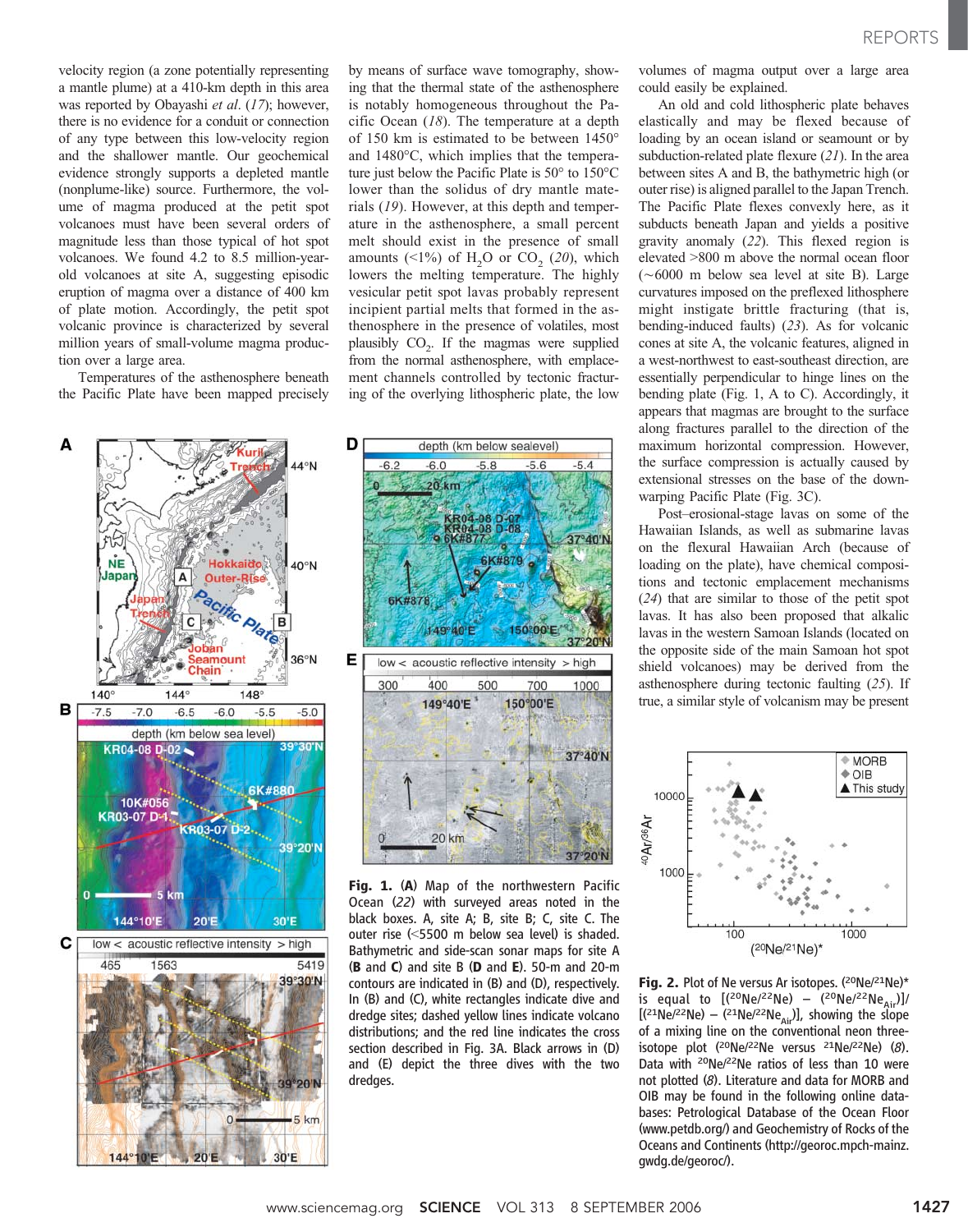velocity region (a zone potentially representing a mantle plume) at a 410-km depth in this area was reported by Obayashi *et al*. (*17*); however, there is no evidence for a conduit or connection of any type between this low-velocity region and the shallower mantle. Our geochemical evidence strongly supports a depleted mantle (nonplume-like) source. Furthermore, the volume of magma produced at the petit spot volcanoes must have been several orders of magnitude less than those typical of hot spot volcanoes. We found 4.2 to 8.5 million-year-old volcanoes at site A, suggesting episodic eruption of magma over a distance of 400 km of plate motion. Accordingly, the petit spot volcanic province is characterized by several million years of small-volume magma production over a large area.

Temperatures of the asthenosphere beneath the Pacific Plate have been mapped precisely by means of surface wave tomography, showing that the thermal state of the asthenosphere is notably homogeneous throughout the Pacific Ocean (*18*). The temperature at a depth of 150 km is estimated to be between 1450° and 1480°C, which implies that the temperature just below the Pacific Plate is 50° to 150°C lower than the solidus of dry mantle materials (*19*). However, at this depth and temperature in the asthenosphere, a small percent melt should exist in the presence of small amounts (<1%) of $H_2O$ or $CO_2$ (*20*), which lowers the melting temperature. The highly vesicular petit spot lavas probably represent incipient partial melts that formed in the asthenosphere in the presence of volatiles, most plausibly $CO_2$. If the magmas were supplied from the normal asthenosphere, with emplacement channels controlled by tectonic fracturing of the overlying lithospheric plate, the low volumes of magma output over a large area could easily be explained.

An old and cold lithospheric plate behaves elastically and may be flexed because of loading by an ocean island or seamount or by subduction-related plate flexure (*21*). In the area between sites A and B, the bathymetric high (or outer rise) is aligned parallel to the Japan Trench. The Pacific Plate flexes convexly here, as it subducts beneath Japan and yields a positive gravity anomaly (*22*). This flexed region is elevated >800 m above the normal ocean floor (~6000 m below sea level at site B). Large curvatures imposed on the preflexed lithosphere might instigate brittle fracturing (that is, bending-induced faults) (*23*). As for volcanic cones at site A, the volcanic features, aligned in a west-northwest to east-southeast direction, are essentially perpendicular to hinge lines on the bending plate (Fig. 1, A to C). Accordingly, it appears that magmas are brought to the surface along fractures parallel to the direction of the maximum horizontal compression. However, the surface compression is actually caused by extensional stresses on the base of the downwarping Pacific Plate (Fig. 3C).

Post–erosional-stage lavas on some of the Hawaiian Islands, as well as submarine lavas on the flexural Hawaiian Arch (because of loading on the plate), have chemical compositions and tectonic emplacement mechanisms (*24*) that are similar to those of the petit spot lavas. It has also been proposed that alkalic lavas in the western Samoan Islands (located on the opposite side of the main Samoan hot spot shield volcanoes) may be derived from the asthenosphere during tectonic faulting (*25*). If true, a similar style of volcanism may be present

**Fig. 1.** (**A**) Map of the northwestern Pacific Ocean (*22*) with surveyed areas noted in the black boxes. A, site A; B, site B; C, site C. The outer rise (<5500 m below sea level) is shaded. Bathymetric and side-scan sonar maps for site A (**B** and **C**) and site B (**D** and **E**). 50-m and 20-m contours are indicated in (B) and (D), respectively. In (B) and (C), white rectangles indicate dive and dredge sites; dashed yellow lines indicate volcano distributions; and the red line indicates the cross section described in Fig. 3A. Black arrows in (D) and (E) depict the three dives with the two dredges.

**Fig. 2.** Plot of Ne versus Ar isotopes. $(^{20}Ne/^{21}Ne)^*$ is equal to $[(^{20}Ne/^{22}Ne) - (^{20}Ne/^{22}Ne_{Air})]/[(^{21}Ne/^{22}Ne) - (^{21}Ne/^{22}Ne_{Air})]$, showing the slope of a mixing line on the conventional neon three-isotope plot ($^{20}Ne/^{22}Ne$ versus $^{21}Ne/^{22}Ne$) (*8*). Data with $^{20}Ne/^{22}Ne$ ratios of less than 10 were not plotted (*8*). Literature and data for MORB and OIB may be found in the following online databases: Petrological Database of the Ocean Floor (www.petdb.org/) and Geochemistry of Rocks of the Oceans and Continents (http://georoc.mpch-mainz.gwdg.de/georoc/).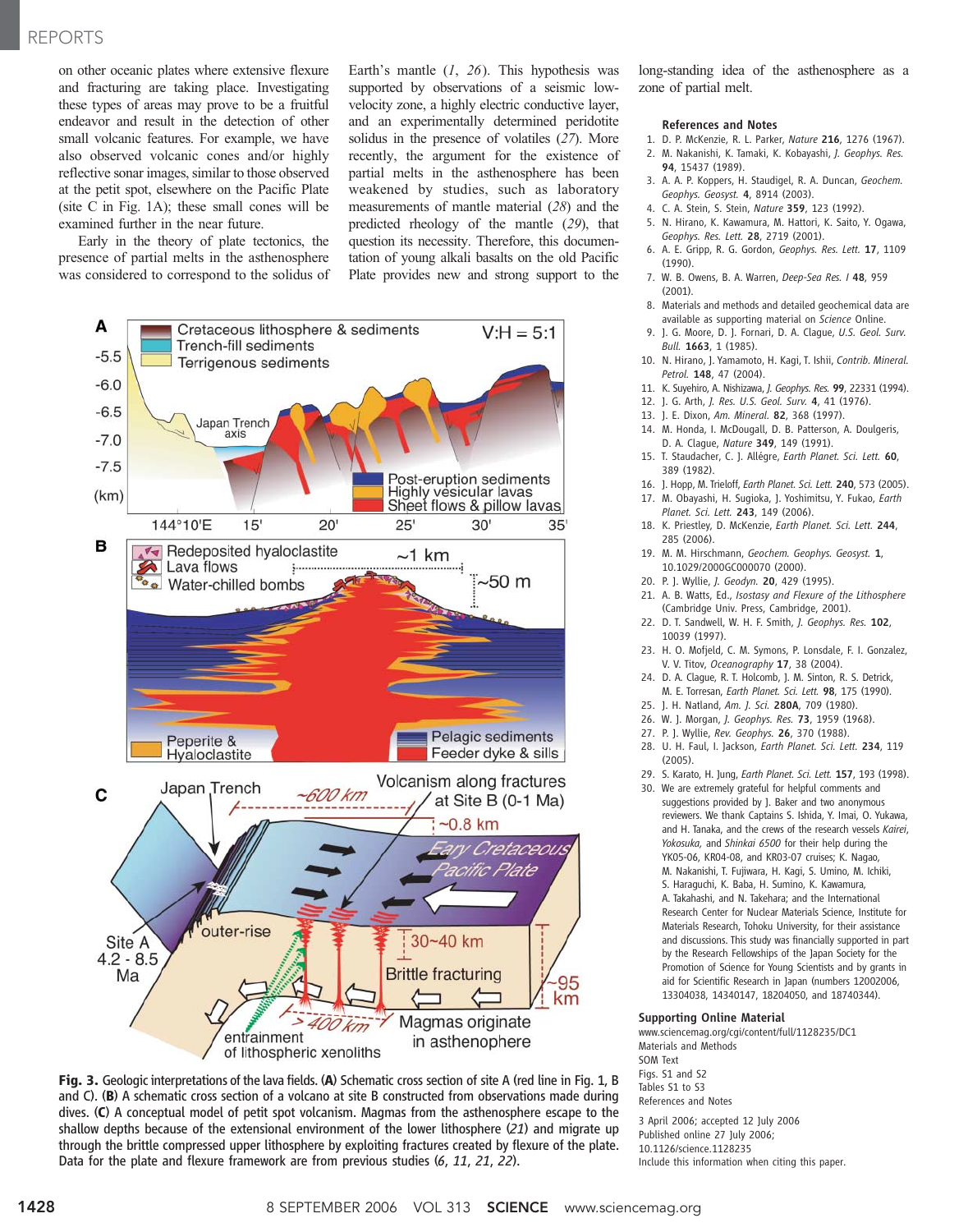on other oceanic plates where extensive flexure and fracturing are taking place. Investigating these types of areas may prove to be a fruitful endeavor and result in the detection of other small volcanic features. For example, we have also observed volcanic cones and/or highly reflective sonar images, similar to those observed at the petit spot, elsewhere on the Pacific Plate (site C in Fig. 1A); these small cones will be examined further in the near future.

Early in the theory of plate tectonics, the presence of partial melts in the asthenosphere was considered to correspond to the solidus of Earth's mantle (*1*, *26*). This hypothesis was supported by observations of a seismic low-velocity zone, a highly electric conductive layer, and an experimentally determined peridotite solidus in the presence of volatiles (*27*). More recently, the argument for the existence of partial melts in the asthenosphere has been weakened by studies, such as laboratory measurements of mantle material (*28*) and the predicted rheology of the mantle (*29*), that question its necessity. Therefore, this documentation of young alkali basalts on the old Pacific Plate provides new and strong support to the long-standing idea of the asthenosphere as a zone of partial melt.

A

Cretaceous lithosphere & sediments
Trench-fill sediments
Terrigenous sediments
V:H = 5:1
-5.5
-6.0
-6.5
-7.0
-7.5
(km)
Japan Trench axis
Post-eruption sediments
Highly vesicular lavas
Sheet flows & pillow lavas
144°10'E 15' 20' 25' 30' 35'

B

Redeposited hyaloclastite
Lava flows
Water-chilled bombs
~1 km
~50 m
Peperite & Hyaloclastite
Pelagic sediments
Feeder dyke & sills

C

Japan Trench
~600 km
Volcanism along fractures at Site B (0-1 Ma)
~0.8 km
Early Cretaceous Pacific Plate
outer-rise
Site A 4.2 - 8.5 Ma
30~40 km
Brittle fracturing
~95 km
>400 km
Magmas originate in asthenophere
entrainment of lithospheric xenoliths

**Fig. 3.** Geologic interpretations of the lava fields. (**A**) Schematic cross section of site A (red line in Fig. 1, B and C). (**B**) A schematic cross section of a volcano at site B constructed from observations made during dives. (**C**) A conceptual model of petit spot volcanism. Magmas from the asthenosphere escape to the shallow depths because of the extensional environment of the lower lithosphere (*21*) and migrate up through the brittle compressed upper lithosphere by exploiting fractures created by flexure of the plate. Data for the plate and flexure framework are from previous studies (*6*, *11*, *21*, *22*).

### References and Notes

1. D. P. McKenzie, R. L. Parker, *Nature* **216**, 1276 (1967).
2. M. Nakanishi, K. Tamaki, K. Kobayashi, *J. Geophys. Res.* **94**, 15437 (1989).
3. A. A. P. Koppers, H. Staudigel, R. A. Duncan, *Geochem. Geophys. Geosyst.* **4**, 8914 (2003).
4. C. A. Stein, S. Stein, *Nature* **359**, 123 (1992).
5. N. Hirano, K. Kawamura, M. Hattori, K. Saito, Y. Ogawa, *Geophys. Res. Lett.* **28**, 2719 (2001).
6. A. E. Gripp, R. G. Gordon, *Geophys. Res. Lett.* **17**, 1109 (1990).
7. W. B. Owens, B. A. Warren, *Deep-Sea Res. I* **48**, 959 (2001).
8. Materials and methods and detailed geochemical data are available as supporting material on *Science* Online.
9. J. G. Moore, O. Fornari, D. A. Clague, *U.S. Geol. Surv. Bull.* **1663**, 1 (1985).
10. N. Hirano, J. Yamamoto, H. Kagi, T. Ishii, *Contrib. Mineral. Petrol.* **148**, 47 (2004).
11. K. Suyehiro, A. Nishizawa, *J. Geophys. Res.* **99**, 22331 (1994).
12. J. G. Arth, *J. Res. U.S. Geol. Surv.* **4**, 41 (1976).
13. J. E. Dixon, *Am. Mineral.* **82**, 368 (1997).
14. M. Honda, I. McDougall, D. B. Patterson, A. Doulgeris, D. A. Clague, *Nature* **349**, 149 (1991).
15. T. Staudacher, C. J. Allégre, *Earth Planet. Sci. Lett.* **60**, 389 (1982).
16. J. Hopp, M. Trieloff, *Earth Planet. Sci. Lett.* **240**, 573 (2005).
17. M. Obayashi, H. Sugioka, J. Yoshimitsu, Y. Fukao, *Earth Planet. Sci. Lett.* **243**, 149 (2006).
18. K. Priestley, D. McKenzie, *Earth Planet. Sci. Lett.* **244**, 285 (2006).
19. M. M. Hirschmann, *Geochem. Geophys. Geosyst.* **1**, 10.1029/2000GC000070 (2000).
20. P. J. Wyllie, *J. Geodyn.* **20**, 429 (1995).
21. A. B. Watts, Ed., *Isostasy and Flexure of the Lithosphere* (Cambridge Univ. Press, Cambridge, 2001).
22. D. T. Sandwell, W. H. F. Smith, *J. Geophys. Res.* **102**, 10039 (1997).
23. H. O. Mofjeld, C. M. Symons, P. Lonsdale, F. I. Gonzalez, V. V. Titov, *Oceanography* **17**, 38 (2004).
24. D. A. Clague, R. T. Holcomb, J. M. Sinton, R. S. Detrick, M. E. Torresan, *Earth Planet. Sci. Lett.* **98**, 175 (1990).
25. J. H. Natland, *Am. J. Sci.* **280A**, 709 (1980).
26. W. J. Morgan, *J. Geophys. Res.* **73**, 1959 (1968).
27. P. J. Wyllie, *Rev. Geophys.* **26**, 370 (1988).
28. U. H. Faul, I. Jackson, *Earth Planet. Sci. Lett.* **234**, 119 (2005).
29. S. Karato, H. Jung, *Earth Planet. Sci. Lett.* **157**, 193 (1998).
30. We are extremely grateful for helpful comments and suggestions provided by J. Baker and two anonymous reviewers. We thank Captains S. Ishida, Y. Imai, O. Yukawa, and H. Tanaka, and the crews of the research vessels *Kairei*, *Yokosuka*, and *Shinkai 6500* for their help during the YK05-06, KR04-08, and KR03-07 cruises; K. Nagao, M. Nakanishi, T. Fujiwara, H. Kagi, S. Umino, M. Ichiki, S. Haraguchi, K. Baba, H. Sumino, K. Kawamura, A. Takahashi, and N. Takehara; and the International Research Center for Nuclear Materials Science, Institute for Materials Research, Tohoku University, for their assistance and discussions. This study was financially supported in part by the Research Fellowships of the Japan Society for the Promotion of Science for Young Scientists and by grants in aid for Scientific Research in Japan (numbers 12002006, 13304038, 14340147, 18204050, and 18740344).

### Supporting Online Material

www.sciencemag.org/cgi/content/full/1128235/DC1
Materials and Methods
SOM Text
Figs. S1 and S2
Tables S1 to S3
References and Notes

3 April 2006; accepted 12 July 2006
Published online 27 July 2006;
10.1126/science.1128235
Include this information when citing this paper.